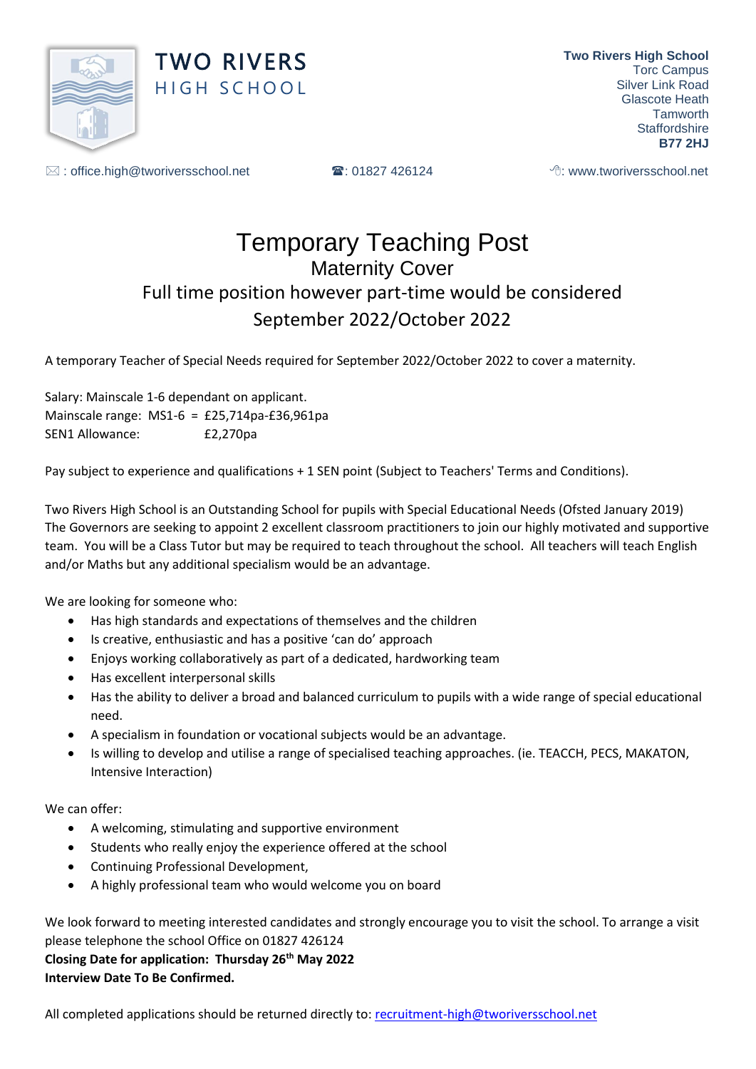TWO RIVERS
HIGH SCHOOL

**Two Rivers High School**
Torc Campus
Silver Link Road
Glascote Heath
Tamworth
Staffordshire
**B77 2HJ**

✉ : office.high@tworiversschool.net ☎: 01827 426124 : www.tworiversschool.net

# Temporary Teaching Post

## Maternity Cover

## Full time position however part-time would be considered

## September 2022/October 2022

A temporary Teacher of Special Needs required for September 2022/October 2022 to cover a maternity.

Salary: Mainscale 1-6 dependant on applicant.
Mainscale range: MS1-6 = £25,714pa-£36,961pa
SEN1 Allowance: £2,270pa

Pay subject to experience and qualifications + 1 SEN point (Subject to Teachers' Terms and Conditions).

Two Rivers High School is an Outstanding School for pupils with Special Educational Needs (Ofsted January 2019) The Governors are seeking to appoint 2 excellent classroom practitioners to join our highly motivated and supportive team. You will be a Class Tutor but may be required to teach throughout the school. All teachers will teach English and/or Maths but any additional specialism would be an advantage.

We are looking for someone who:

- Has high standards and expectations of themselves and the children
- Is creative, enthusiastic and has a positive 'can do' approach
- Enjoys working collaboratively as part of a dedicated, hardworking team
- Has excellent interpersonal skills
- Has the ability to deliver a broad and balanced curriculum to pupils with a wide range of special educational need.
- A specialism in foundation or vocational subjects would be an advantage.
- Is willing to develop and utilise a range of specialised teaching approaches. (ie. TEACCH, PECS, MAKATON, Intensive Interaction)

We can offer:

- A welcoming, stimulating and supportive environment
- Students who really enjoy the experience offered at the school
- Continuing Professional Development,
- A highly professional team who would welcome you on board

We look forward to meeting interested candidates and strongly encourage you to visit the school. To arrange a visit please telephone the school Office on 01827 426124

**Closing Date for application: Thursday 26th May 2022**
**Interview Date To Be Confirmed.**

All completed applications should be returned directly to: recruitment-high@tworiversschool.net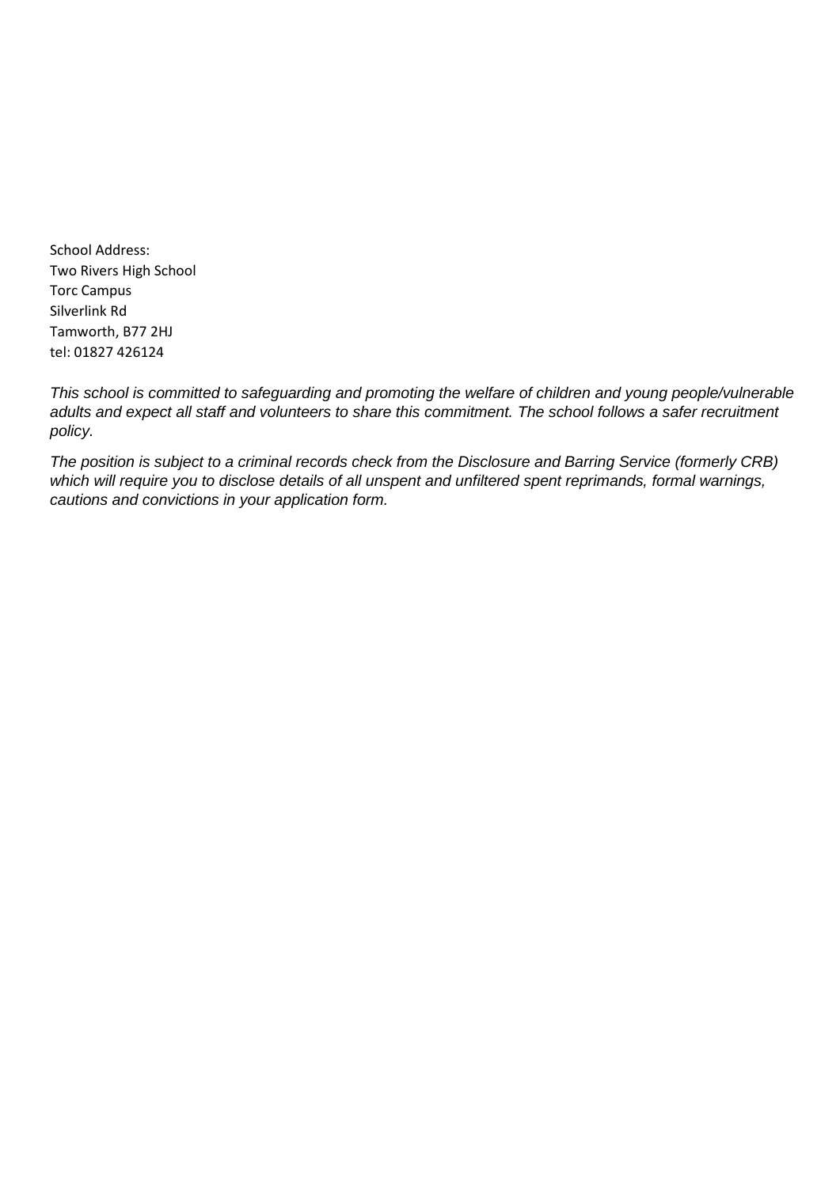School Address:
Two Rivers High School
Torc Campus
Silverlink Rd
Tamworth, B77 2HJ
tel: 01827 426124

*This school is committed to safeguarding and promoting the welfare of children and young people/vulnerable adults and expect all staff and volunteers to share this commitment. The school follows a safer recruitment policy.*

*The position is subject to a criminal records check from the Disclosure and Barring Service (formerly CRB) which will require you to disclose details of all unspent and unfiltered spent reprimands, formal warnings, cautions and convictions in your application form.*